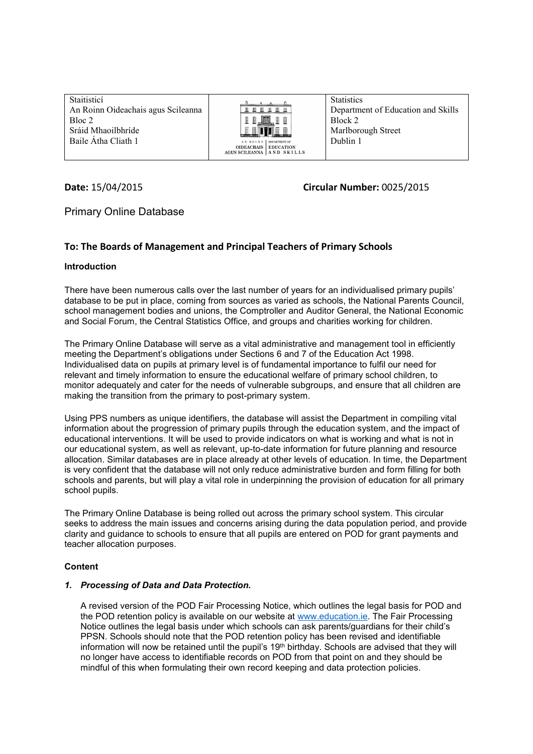| | | |
|---|---|---|
| Staitisticí<br>An Roinn Oideachais agus Scileanna<br>Bloc 2<br>Sráid Mhaoilbhríde<br>Baile Átha Cliath 1 | AN ROINN OIDEACHAIS AGUS SCILEANNA \| DEPARTMENT OF EDUCATION AND SKILLS | Statistics<br>Department of Education and Skills<br>Block 2<br>Marlborough Street<br>Dublin 1 |

**Date:** 15/04/2015 **Circular Number:** 0025/2015

# Primary Online Database

## To: The Boards of Management and Principal Teachers of Primary Schools

### Introduction

There have been numerous calls over the last number of years for an individualised primary pupils' database to be put in place, coming from sources as varied as schools, the National Parents Council, school management bodies and unions, the Comptroller and Auditor General, the National Economic and Social Forum, the Central Statistics Office, and groups and charities working for children.

The Primary Online Database will serve as a vital administrative and management tool in efficiently meeting the Department's obligations under Sections 6 and 7 of the Education Act 1998. Individualised data on pupils at primary level is of fundamental importance to fulfil our need for relevant and timely information to ensure the educational welfare of primary school children, to monitor adequately and cater for the needs of vulnerable subgroups, and ensure that all children are making the transition from the primary to post-primary system.

Using PPS numbers as unique identifiers, the database will assist the Department in compiling vital information about the progression of primary pupils through the education system, and the impact of educational interventions. It will be used to provide indicators on what is working and what is not in our educational system, as well as relevant, up-to-date information for future planning and resource allocation. Similar databases are in place already at other levels of education. In time, the Department is very confident that the database will not only reduce administrative burden and form filling for both schools and parents, but will play a vital role in underpinning the provision of education for all primary school pupils.

The Primary Online Database is being rolled out across the primary school system. This circular seeks to address the main issues and concerns arising during the data population period, and provide clarity and guidance to schools to ensure that all pupils are entered on POD for grant payments and teacher allocation purposes.

### Content

#### *1. Processing of Data and Data Protection.*

A revised version of the POD Fair Processing Notice, which outlines the legal basis for POD and the POD retention policy is available on our website at [www.education.ie](http://www.education.ie). The Fair Processing Notice outlines the legal basis under which schools can ask parents/guardians for their child's PPSN. Schools should note that the POD retention policy has been revised and identifiable information will now be retained until the pupil's 19th birthday. Schools are advised that they will no longer have access to identifiable records on POD from that point on and they should be mindful of this when formulating their own record keeping and data protection policies.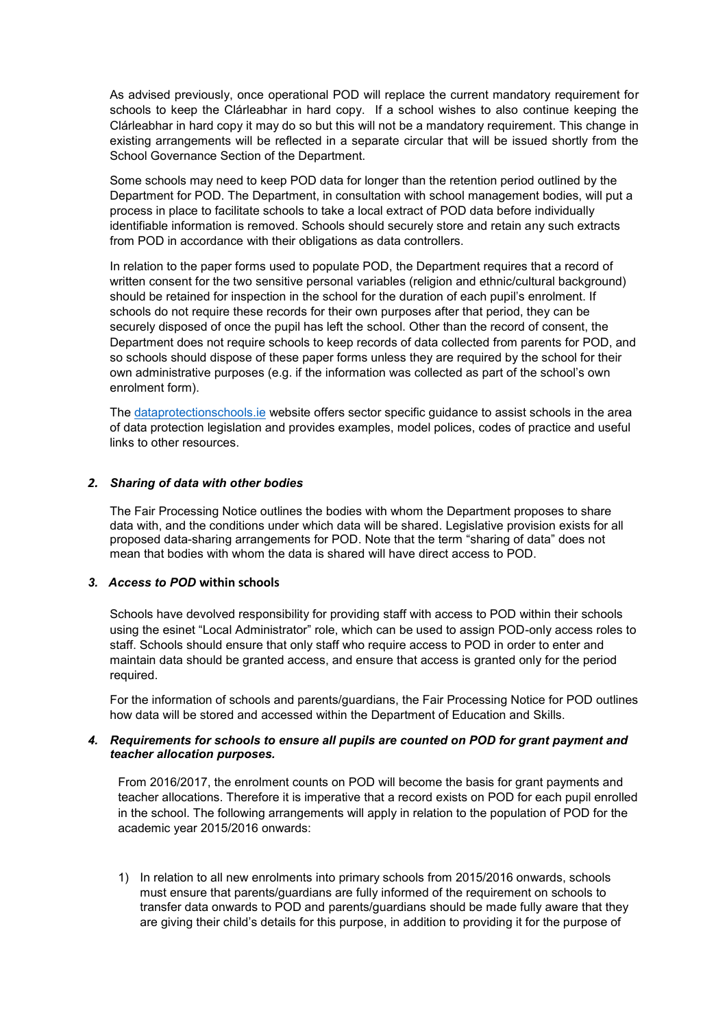As advised previously, once operational POD will replace the current mandatory requirement for schools to keep the Clárleabhar in hard copy. If a school wishes to also continue keeping the Clárleabhar in hard copy it may do so but this will not be a mandatory requirement. This change in existing arrangements will be reflected in a separate circular that will be issued shortly from the School Governance Section of the Department.

Some schools may need to keep POD data for longer than the retention period outlined by the Department for POD. The Department, in consultation with school management bodies, will put a process in place to facilitate schools to take a local extract of POD data before individually identifiable information is removed. Schools should securely store and retain any such extracts from POD in accordance with their obligations as data controllers.

In relation to the paper forms used to populate POD, the Department requires that a record of written consent for the two sensitive personal variables (religion and ethnic/cultural background) should be retained for inspection in the school for the duration of each pupil's enrolment. If schools do not require these records for their own purposes after that period, they can be securely disposed of once the pupil has left the school. Other than the record of consent, the Department does not require schools to keep records of data collected from parents for POD, and so schools should dispose of these paper forms unless they are required by the school for their own administrative purposes (e.g. if the information was collected as part of the school's own enrolment form).

The [dataprotectionschools.ie](http://dataprotectionschools.ie) website offers sector specific guidance to assist schools in the area of data protection legislation and provides examples, model polices, codes of practice and useful links to other resources.

### *2. Sharing of data with other bodies*

The Fair Processing Notice outlines the bodies with whom the Department proposes to share data with, and the conditions under which data will be shared. Legislative provision exists for all proposed data-sharing arrangements for POD. Note that the term "sharing of data" does not mean that bodies with whom the data is shared will have direct access to POD.

### *3. Access to POD* **within schools**

Schools have devolved responsibility for providing staff with access to POD within their schools using the esinet "Local Administrator" role, which can be used to assign POD-only access roles to staff. Schools should ensure that only staff who require access to POD in order to enter and maintain data should be granted access, and ensure that access is granted only for the period required.

For the information of schools and parents/guardians, the Fair Processing Notice for POD outlines how data will be stored and accessed within the Department of Education and Skills.

### *4. Requirements for schools to ensure all pupils are counted on POD for grant payment and teacher allocation purposes.*

From 2016/2017, the enrolment counts on POD will become the basis for grant payments and teacher allocations. Therefore it is imperative that a record exists on POD for each pupil enrolled in the school. The following arrangements will apply in relation to the population of POD for the academic year 2015/2016 onwards:

1) In relation to all new enrolments into primary schools from 2015/2016 onwards, schools must ensure that parents/guardians are fully informed of the requirement on schools to transfer data onwards to POD and parents/guardians should be made fully aware that they are giving their child's details for this purpose, in addition to providing it for the purpose of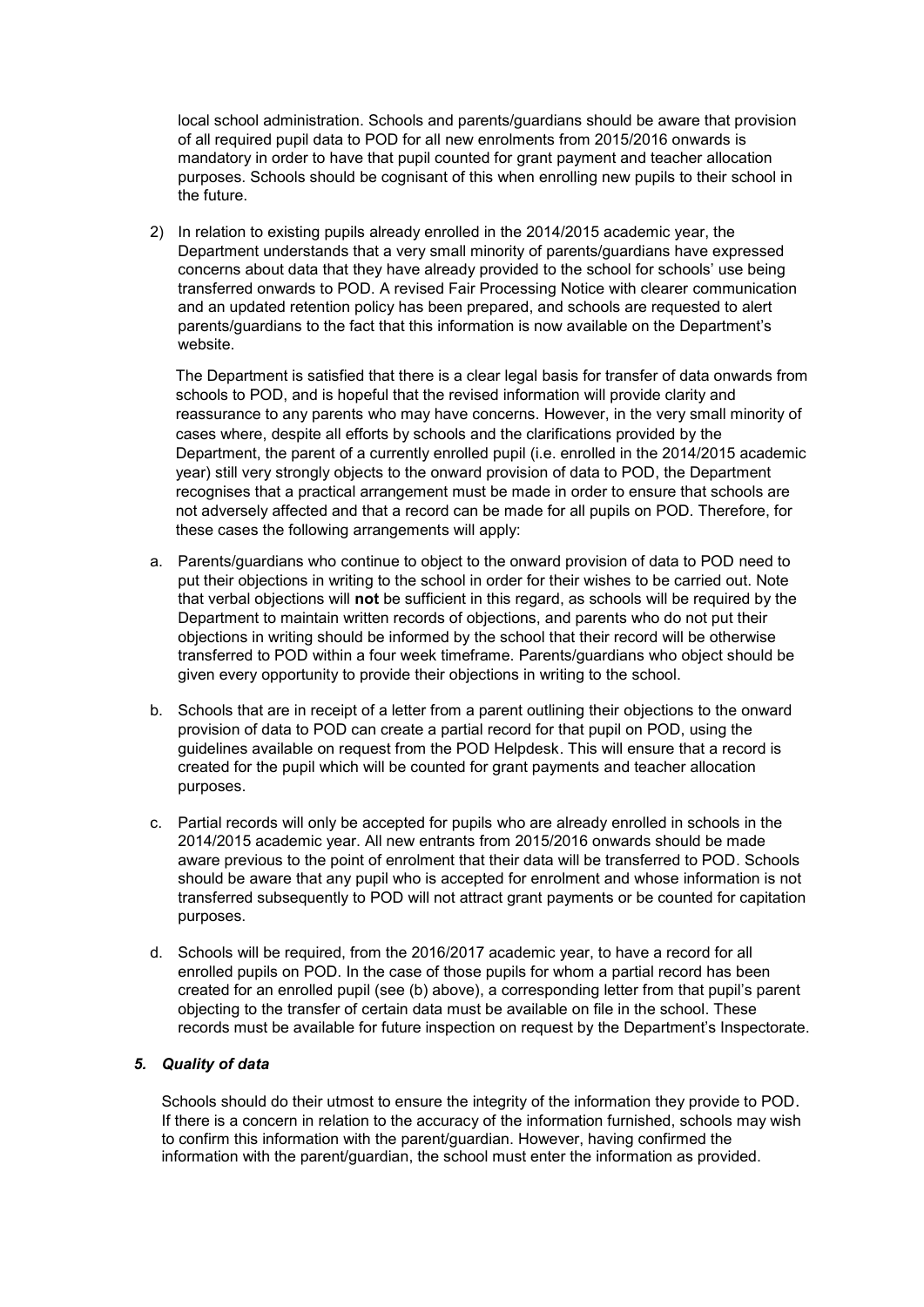local school administration. Schools and parents/guardians should be aware that provision of all required pupil data to POD for all new enrolments from 2015/2016 onwards is mandatory in order to have that pupil counted for grant payment and teacher allocation purposes. Schools should be cognisant of this when enrolling new pupils to their school in the future.

2) In relation to existing pupils already enrolled in the 2014/2015 academic year, the Department understands that a very small minority of parents/guardians have expressed concerns about data that they have already provided to the school for schools' use being transferred onwards to POD. A revised Fair Processing Notice with clearer communication and an updated retention policy has been prepared, and schools are requested to alert parents/guardians to the fact that this information is now available on the Department's website.

   The Department is satisfied that there is a clear legal basis for transfer of data onwards from schools to POD, and is hopeful that the revised information will provide clarity and reassurance to any parents who may have concerns. However, in the very small minority of cases where, despite all efforts by schools and the clarifications provided by the Department, the parent of a currently enrolled pupil (i.e. enrolled in the 2014/2015 academic year) still very strongly objects to the onward provision of data to POD, the Department recognises that a practical arrangement must be made in order to ensure that schools are not adversely affected and that a record can be made for all pupils on POD. Therefore, for these cases the following arrangements will apply:

a. Parents/guardians who continue to object to the onward provision of data to POD need to put their objections in writing to the school in order for their wishes to be carried out. Note that verbal objections will **not** be sufficient in this regard, as schools will be required by the Department to maintain written records of objections, and parents who do not put their objections in writing should be informed by the school that their record will be otherwise transferred to POD within a four week timeframe. Parents/guardians who object should be given every opportunity to provide their objections in writing to the school.

b. Schools that are in receipt of a letter from a parent outlining their objections to the onward provision of data to POD can create a partial record for that pupil on POD, using the guidelines available on request from the POD Helpdesk. This will ensure that a record is created for the pupil which will be counted for grant payments and teacher allocation purposes.

c. Partial records will only be accepted for pupils who are already enrolled in schools in the 2014/2015 academic year. All new entrants from 2015/2016 onwards should be made aware previous to the point of enrolment that their data will be transferred to POD. Schools should be aware that any pupil who is accepted for enrolment and whose information is not transferred subsequently to POD will not attract grant payments or be counted for capitation purposes.

d. Schools will be required, from the 2016/2017 academic year, to have a record for all enrolled pupils on POD. In the case of those pupils for whom a partial record has been created for an enrolled pupil (see (b) above), a corresponding letter from that pupil's parent objecting to the transfer of certain data must be available on file in the school. These records must be available for future inspection on request by the Department's Inspectorate.

### *5. Quality of data*

Schools should do their utmost to ensure the integrity of the information they provide to POD. If there is a concern in relation to the accuracy of the information furnished, schools may wish to confirm this information with the parent/guardian. However, having confirmed the information with the parent/guardian, the school must enter the information as provided.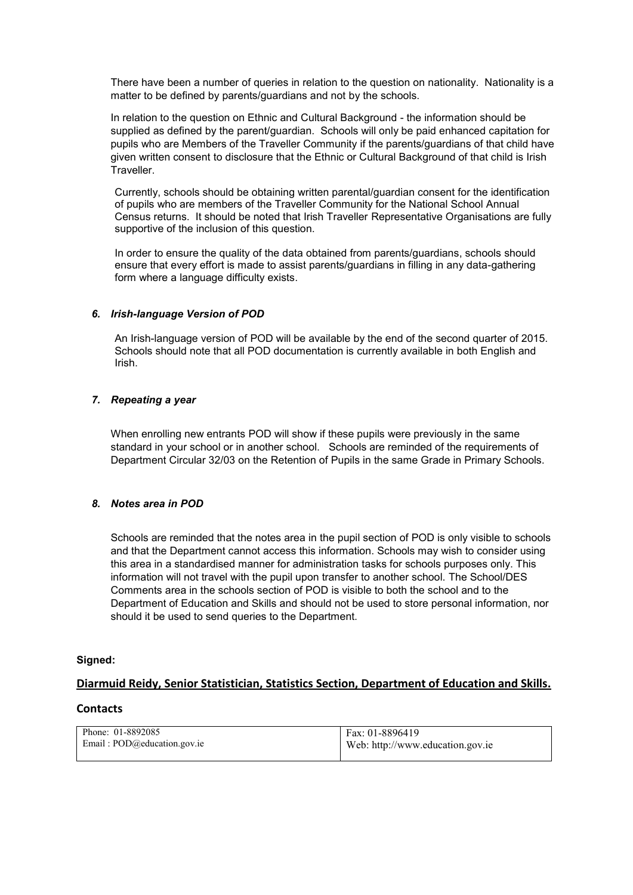There have been a number of queries in relation to the question on nationality. Nationality is a matter to be defined by parents/guardians and not by the schools.

In relation to the question on Ethnic and Cultural Background - the information should be supplied as defined by the parent/guardian. Schools will only be paid enhanced capitation for pupils who are Members of the Traveller Community if the parents/guardians of that child have given written consent to disclosure that the Ethnic or Cultural Background of that child is Irish Traveller.

Currently, schools should be obtaining written parental/guardian consent for the identification of pupils who are members of the Traveller Community for the National School Annual Census returns. It should be noted that Irish Traveller Representative Organisations are fully supportive of the inclusion of this question.

In order to ensure the quality of the data obtained from parents/guardians, schools should ensure that every effort is made to assist parents/guardians in filling in any data-gathering form where a language difficulty exists.

### *6. Irish-language Version of POD*

An Irish-language version of POD will be available by the end of the second quarter of 2015. Schools should note that all POD documentation is currently available in both English and Irish.

### *7. Repeating a year*

When enrolling new entrants POD will show if these pupils were previously in the same standard in your school or in another school. Schools are reminded of the requirements of Department Circular 32/03 on the Retention of Pupils in the same Grade in Primary Schools.

### *8. Notes area in POD*

Schools are reminded that the notes area in the pupil section of POD is only visible to schools and that the Department cannot access this information. Schools may wish to consider using this area in a standardised manner for administration tasks for schools purposes only. This information will not travel with the pupil upon transfer to another school. The School/DES Comments area in the schools section of POD is visible to both the school and to the Department of Education and Skills and should not be used to store personal information, nor should it be used to send queries to the Department.

**Signed:**

**Diarmuid Reidy, Senior Statistician, Statistics Section, Department of Education and Skills.**

**Contacts**

| | |
|---|---|
| Phone: 01-8892085<br>Email : POD@education.gov.ie | Fax: 01-8896419<br>Web: http://www.education.gov.ie |